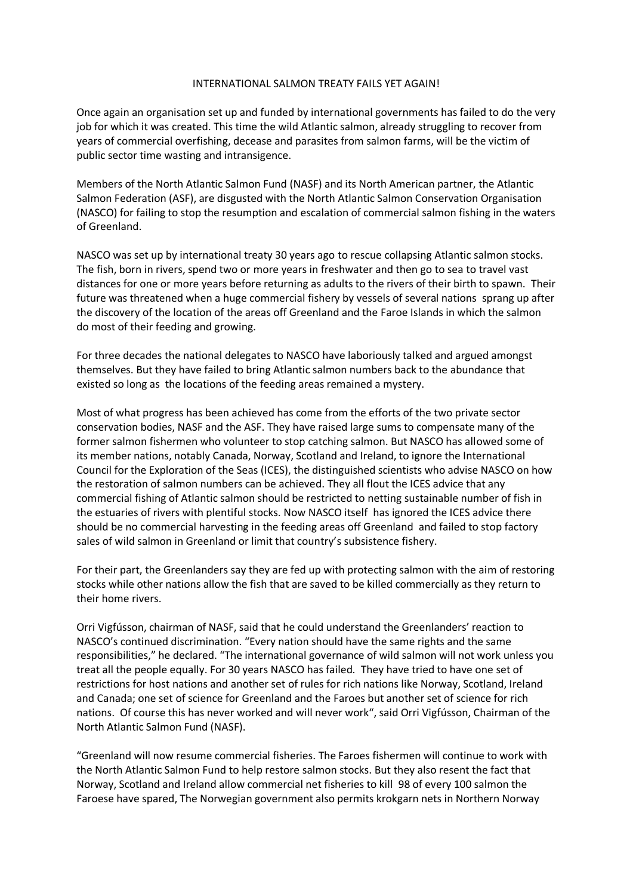# INTERNATIONAL SALMON TREATY FAILS YET AGAIN!

Once again an organisation set up and funded by international governments has failed to do the very job for which it was created. This time the wild Atlantic salmon, already struggling to recover from years of commercial overfishing, decease and parasites from salmon farms, will be the victim of public sector time wasting and intransigence.

Members of the North Atlantic Salmon Fund (NASF) and its North American partner, the Atlantic Salmon Federation (ASF), are disgusted with the North Atlantic Salmon Conservation Organisation (NASCO) for failing to stop the resumption and escalation of commercial salmon fishing in the waters of Greenland.

NASCO was set up by international treaty 30 years ago to rescue collapsing Atlantic salmon stocks. The fish, born in rivers, spend two or more years in freshwater and then go to sea to travel vast distances for one or more years before returning as adults to the rivers of their birth to spawn. Their future was threatened when a huge commercial fishery by vessels of several nations sprang up after the discovery of the location of the areas off Greenland and the Faroe Islands in which the salmon do most of their feeding and growing.

For three decades the national delegates to NASCO have laboriously talked and argued amongst themselves. But they have failed to bring Atlantic salmon numbers back to the abundance that existed so long as the locations of the feeding areas remained a mystery.

Most of what progress has been achieved has come from the efforts of the two private sector conservation bodies, NASF and the ASF. They have raised large sums to compensate many of the former salmon fishermen who volunteer to stop catching salmon. But NASCO has allowed some of its member nations, notably Canada, Norway, Scotland and Ireland, to ignore the International Council for the Exploration of the Seas (ICES), the distinguished scientists who advise NASCO on how the restoration of salmon numbers can be achieved. They all flout the ICES advice that any commercial fishing of Atlantic salmon should be restricted to netting sustainable number of fish in the estuaries of rivers with plentiful stocks. Now NASCO itself has ignored the ICES advice there should be no commercial harvesting in the feeding areas off Greenland and failed to stop factory sales of wild salmon in Greenland or limit that country's subsistence fishery.

For their part, the Greenlanders say they are fed up with protecting salmon with the aim of restoring stocks while other nations allow the fish that are saved to be killed commercially as they return to their home rivers.

Orri Vigfússon, chairman of NASF, said that he could understand the Greenlanders' reaction to NASCO's continued discrimination. "Every nation should have the same rights and the same responsibilities," he declared. "The international governance of wild salmon will not work unless you treat all the people equally. For 30 years NASCO has failed. They have tried to have one set of restrictions for host nations and another set of rules for rich nations like Norway, Scotland, Ireland and Canada; one set of science for Greenland and the Faroes but another set of science for rich nations. Of course this has never worked and will never work", said Orri Vigfússon, Chairman of the North Atlantic Salmon Fund (NASF).

"Greenland will now resume commercial fisheries. The Faroes fishermen will continue to work with the North Atlantic Salmon Fund to help restore salmon stocks. But they also resent the fact that Norway, Scotland and Ireland allow commercial net fisheries to kill 98 of every 100 salmon the Faroese have spared, The Norwegian government also permits krokgarn nets in Northern Norway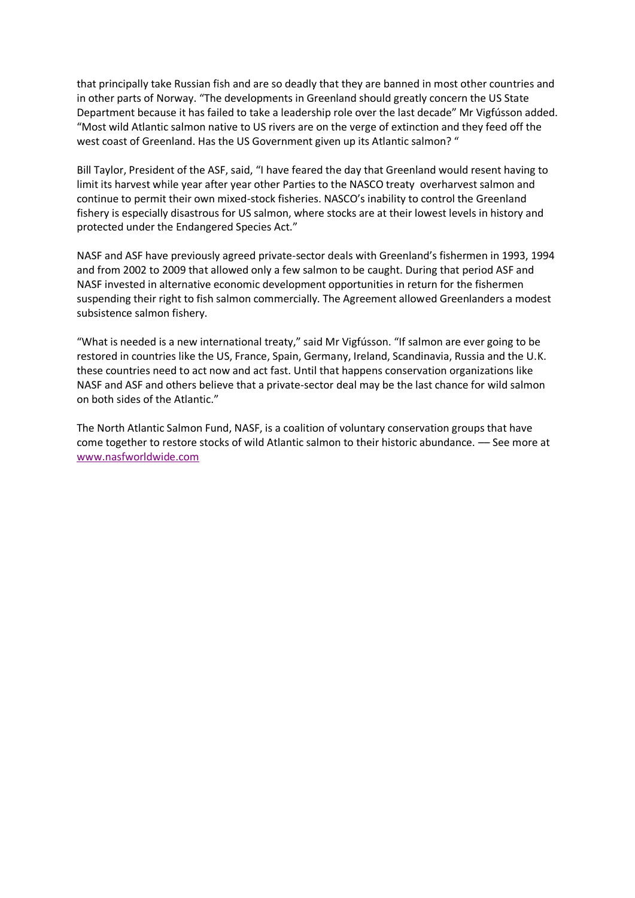that principally take Russian fish and are so deadly that they are banned in most other countries and in other parts of Norway. "The developments in Greenland should greatly concern the US State Department because it has failed to take a leadership role over the last decade" Mr Vigfússon added. "Most wild Atlantic salmon native to US rivers are on the verge of extinction and they feed off the west coast of Greenland. Has the US Government given up its Atlantic salmon? "

Bill Taylor, President of the ASF, said, "I have feared the day that Greenland would resent having to limit its harvest while year after year other Parties to the NASCO treaty overharvest salmon and continue to permit their own mixed-stock fisheries. NASCO's inability to control the Greenland fishery is especially disastrous for US salmon, where stocks are at their lowest levels in history and protected under the Endangered Species Act."

NASF and ASF have previously agreed private-sector deals with Greenland's fishermen in 1993, 1994 and from 2002 to 2009 that allowed only a few salmon to be caught. During that period ASF and NASF invested in alternative economic development opportunities in return for the fishermen suspending their right to fish salmon commercially. The Agreement allowed Greenlanders a modest subsistence salmon fishery.

"What is needed is a new international treaty," said Mr Vigfússon. "If salmon are ever going to be restored in countries like the US, France, Spain, Germany, Ireland, Scandinavia, Russia and the U.K. these countries need to act now and act fast. Until that happens conservation organizations like NASF and ASF and others believe that a private-sector deal may be the last chance for wild salmon on both sides of the Atlantic."

The North Atlantic Salmon Fund, NASF, is a coalition of voluntary conservation groups that have come together to restore stocks of wild Atlantic salmon to their historic abundance. — See more at www.nasfworldwide.com